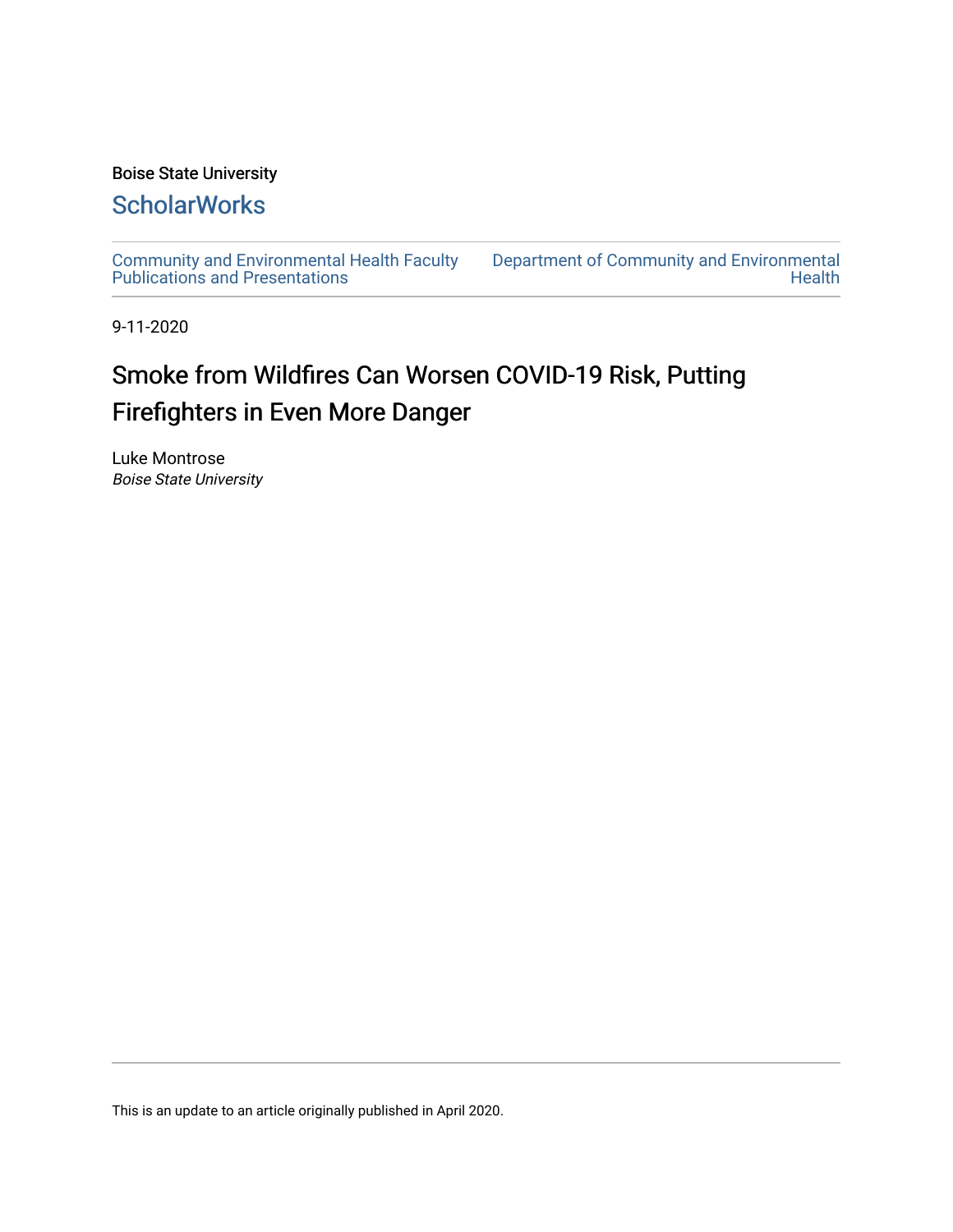Boise State University

## ScholarWorks

Community and Environmental Health Faculty Publications and Presentations

Department of Community and Environmental Health

9-11-2020

# Smoke from Wildfires Can Worsen COVID-19 Risk, Putting Firefighters in Even More Danger

Luke Montrose
*Boise State University*

This is an update to an article originally published in April 2020.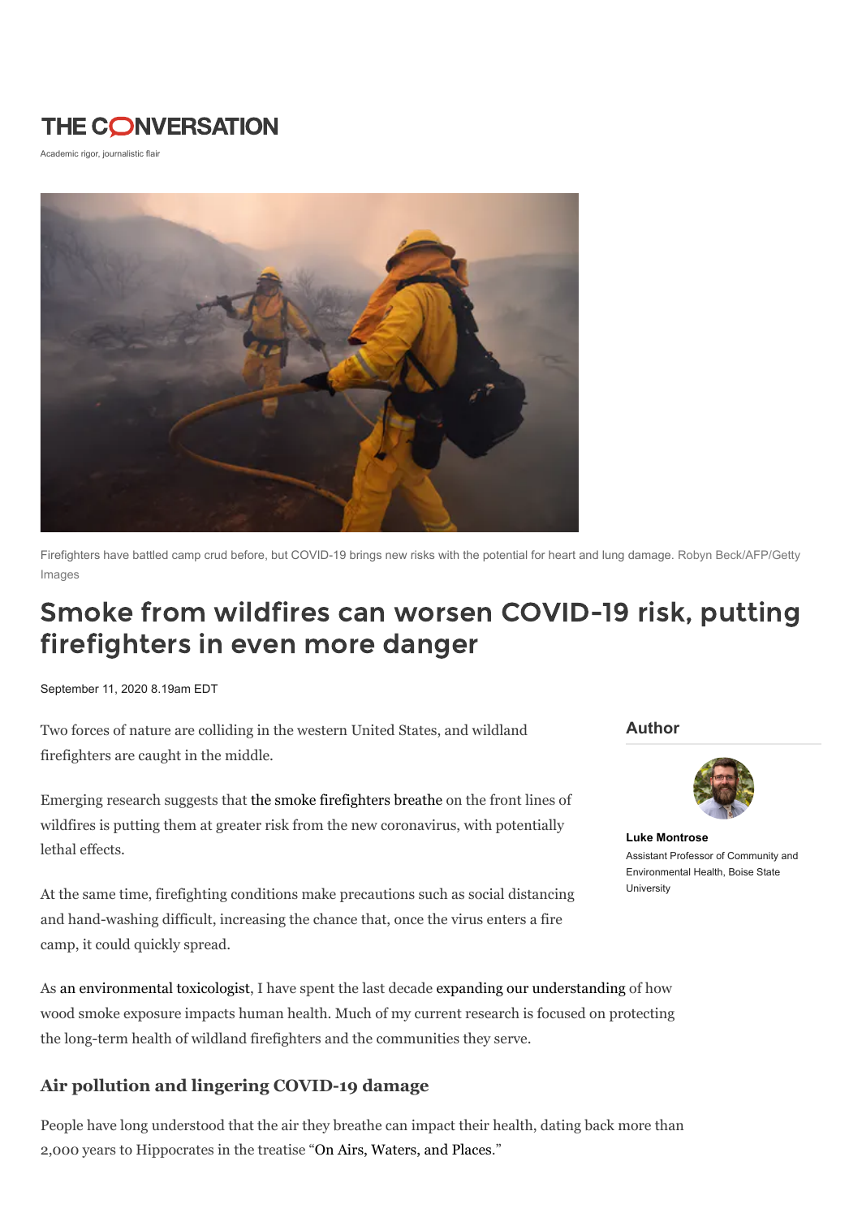THE CONVERSATION

Academic rigor, journalistic flair

Firefighters have battled camp crud before, but COVID-19 brings new risks with the potential for heart and lung damage. Robyn Beck/AFP/Getty Images

# Smoke from wildfires can worsen COVID-19 risk, putting firefighters in even more danger

September 11, 2020 8.19am EDT

**Author**

**Luke Montrose**

Assistant Professor of Community and Environmental Health, Boise State University

Two forces of nature are colliding in the western United States, and wildland firefighters are caught in the middle.

Emerging research suggests that the smoke firefighters breathe on the front lines of wildfires is putting them at greater risk from the new coronavirus, with potentially lethal effects.

At the same time, firefighting conditions make precautions such as social distancing and hand-washing difficult, increasing the chance that, once the virus enters a fire camp, it could quickly spread.

As an environmental toxicologist, I have spent the last decade expanding our understanding of how wood smoke exposure impacts human health. Much of my current research is focused on protecting the long-term health of wildland firefighters and the communities they serve.

## Air pollution and lingering COVID-19 damage

People have long understood that the air they breathe can impact their health, dating back more than 2,000 years to Hippocrates in the treatise "On Airs, Waters, and Places."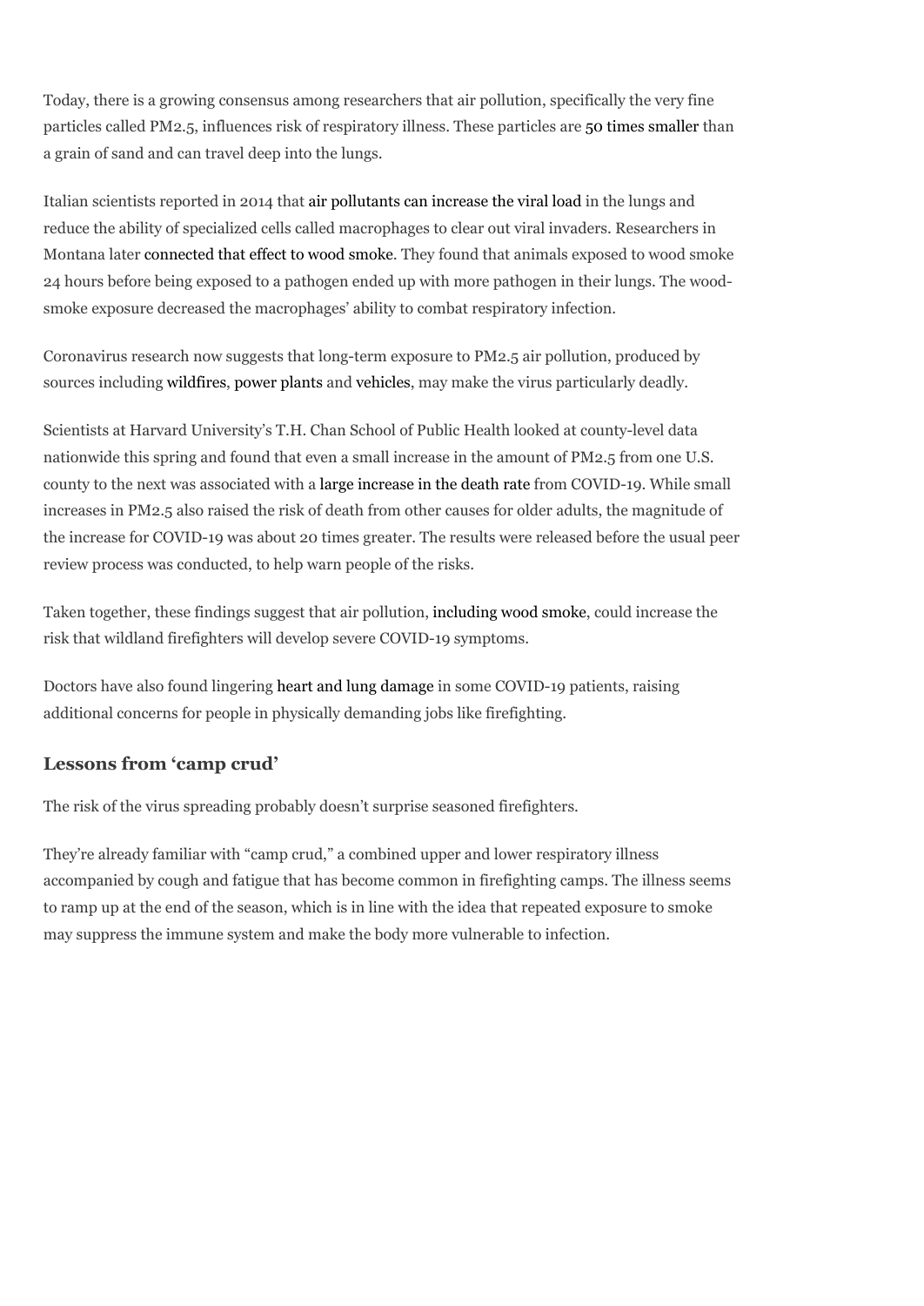Today, there is a growing consensus among researchers that air pollution, specifically the very fine particles called PM2.5, influences risk of respiratory illness. These particles are 50 times smaller than a grain of sand and can travel deep into the lungs.

Italian scientists reported in 2014 that air pollutants can increase the viral load in the lungs and reduce the ability of specialized cells called macrophages to clear out viral invaders. Researchers in Montana later connected that effect to wood smoke. They found that animals exposed to wood smoke 24 hours before being exposed to a pathogen ended up with more pathogen in their lungs. The wood-smoke exposure decreased the macrophages' ability to combat respiratory infection.

Coronavirus research now suggests that long-term exposure to PM2.5 air pollution, produced by sources including wildfires, power plants and vehicles, may make the virus particularly deadly.

Scientists at Harvard University's T.H. Chan School of Public Health looked at county-level data nationwide this spring and found that even a small increase in the amount of PM2.5 from one U.S. county to the next was associated with a large increase in the death rate from COVID-19. While small increases in PM2.5 also raised the risk of death from other causes for older adults, the magnitude of the increase for COVID-19 was about 20 times greater. The results were released before the usual peer review process was conducted, to help warn people of the risks.

Taken together, these findings suggest that air pollution, including wood smoke, could increase the risk that wildland firefighters will develop severe COVID-19 symptoms.

Doctors have also found lingering heart and lung damage in some COVID-19 patients, raising additional concerns for people in physically demanding jobs like firefighting.

## Lessons from 'camp crud'

The risk of the virus spreading probably doesn't surprise seasoned firefighters.

They're already familiar with "camp crud," a combined upper and lower respiratory illness accompanied by cough and fatigue that has become common in firefighting camps. The illness seems to ramp up at the end of the season, which is in line with the idea that repeated exposure to smoke may suppress the immune system and make the body more vulnerable to infection.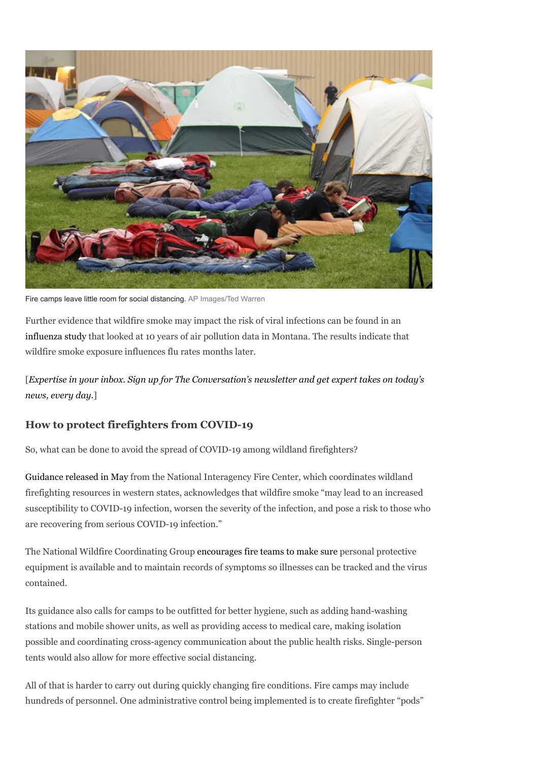Fire camps leave little room for social distancing. AP Images/Ted Warren

Further evidence that wildfire smoke may impact the risk of viral infections can be found in an influenza study that looked at 10 years of air pollution data in Montana. The results indicate that wildfire smoke exposure influences flu rates months later.

[*Expertise in your inbox. Sign up for The Conversation's newsletter and get expert takes on today's news, every day.*]

### How to protect firefighters from COVID-19

So, what can be done to avoid the spread of COVID-19 among wildland firefighters?

Guidance released in May from the National Interagency Fire Center, which coordinates wildland firefighting resources in western states, acknowledges that wildfire smoke "may lead to an increased susceptibility to COVID-19 infection, worsen the severity of the infection, and pose a risk to those who are recovering from serious COVID-19 infection."

The National Wildfire Coordinating Group encourages fire teams to make sure personal protective equipment is available and to maintain records of symptoms so illnesses can be tracked and the virus contained.

Its guidance also calls for camps to be outfitted for better hygiene, such as adding hand-washing stations and mobile shower units, as well as providing access to medical care, making isolation possible and coordinating cross-agency communication about the public health risks. Single-person tents would also allow for more effective social distancing.

All of that is harder to carry out during quickly changing fire conditions. Fire camps may include hundreds of personnel. One administrative control being implemented is to create firefighter "pods"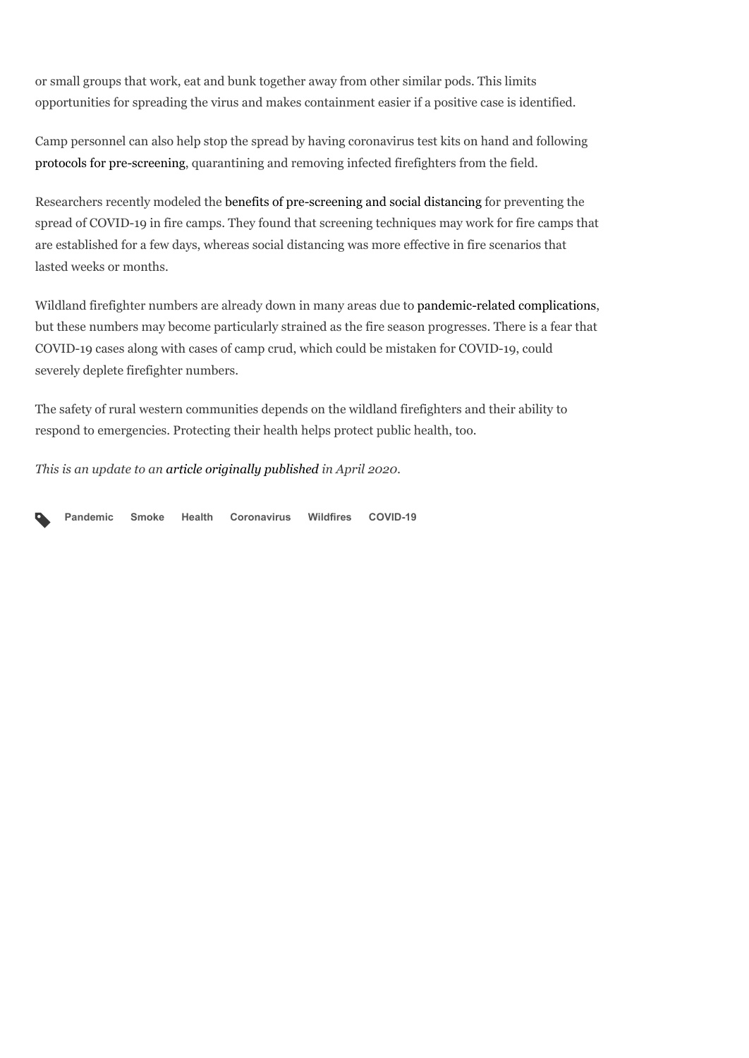or small groups that work, eat and bunk together away from other similar pods. This limits opportunities for spreading the virus and makes containment easier if a positive case is identified.

Camp personnel can also help stop the spread by having coronavirus test kits on hand and following protocols for pre-screening, quarantining and removing infected firefighters from the field.

Researchers recently modeled the benefits of pre-screening and social distancing for preventing the spread of COVID-19 in fire camps. They found that screening techniques may work for fire camps that are established for a few days, whereas social distancing was more effective in fire scenarios that lasted weeks or months.

Wildland firefighter numbers are already down in many areas due to pandemic-related complications, but these numbers may become particularly strained as the fire season progresses. There is a fear that COVID-19 cases along with cases of camp crud, which could be mistaken for COVID-19, could severely deplete firefighter numbers.

The safety of rural western communities depends on the wildland firefighters and their ability to respond to emergencies. Protecting their health helps protect public health, too.

*This is an update to an article originally published in April 2020.*

Pandemic Smoke Health Coronavirus Wildfires COVID-19